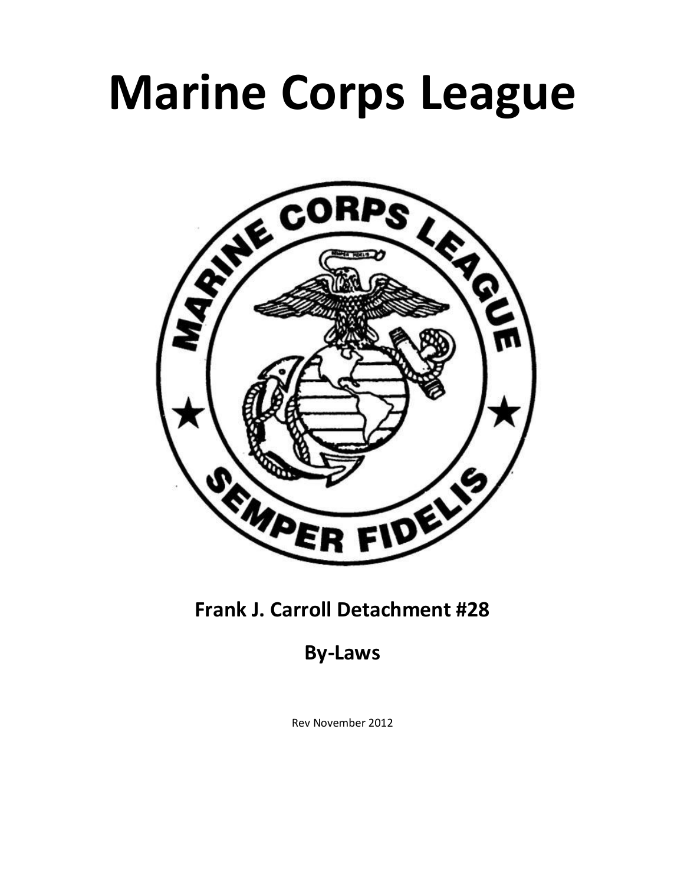# Marine Corps League

**Frank J. Carroll Detachment #28**

**By-Laws**

Rev November 2012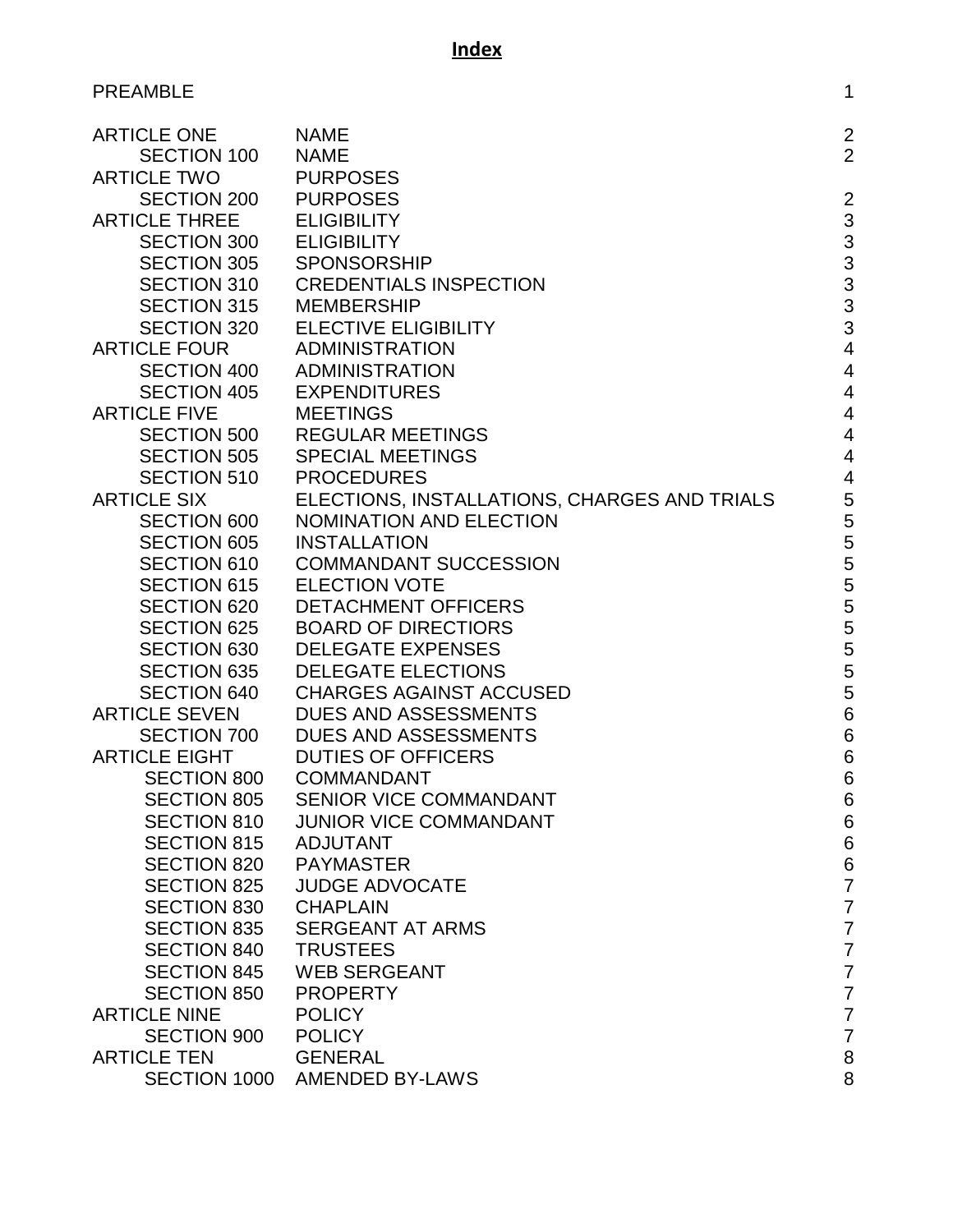# **Index**

| | | |
|---|---|---|
| PREAMBLE | | 1 |
| ARTICLE ONE | NAME | 2 |
| SECTION 100 | NAME | 2 |
| ARTICLE TWO | PURPOSES | |
| SECTION 200 | PURPOSES | 2 |
| ARTICLE THREE | ELIGIBILITY | 3 |
| SECTION 300 | ELIGIBILITY | 3 |
| SECTION 305 | SPONSORSHIP | 3 |
| SECTION 310 | CREDENTIALS INSPECTION | 3 |
| SECTION 315 | MEMBERSHIP | 3 |
| SECTION 320 | ELECTIVE ELIGIBILITY | 3 |
| ARTICLE FOUR | ADMINISTRATION | 4 |
| SECTION 400 | ADMINISTRATION | 4 |
| SECTION 405 | EXPENDITURES | 4 |
| ARTICLE FIVE | MEETINGS | 4 |
| SECTION 500 | REGULAR MEETINGS | 4 |
| SECTION 505 | SPECIAL MEETINGS | 4 |
| SECTION 510 | PROCEDURES | 4 |
| ARTICLE SIX | ELECTIONS, INSTALLATIONS, CHARGES AND TRIALS | 5 |
| SECTION 600 | NOMINATION AND ELECTION | 5 |
| SECTION 605 | INSTALLATION | 5 |
| SECTION 610 | COMMANDANT SUCCESSION | 5 |
| SECTION 615 | ELECTION VOTE | 5 |
| SECTION 620 | DETACHMENT OFFICERS | 5 |
| SECTION 625 | BOARD OF DIRECTIORS | 5 |
| SECTION 630 | DELEGATE EXPENSES | 5 |
| SECTION 635 | DELEGATE ELECTIONS | 5 |
| SECTION 640 | CHARGES AGAINST ACCUSED | 5 |
| ARTICLE SEVEN | DUES AND ASSESSMENTS | 6 |
| SECTION 700 | DUES AND ASSESSMENTS | 6 |
| ARTICLE EIGHT | DUTIES OF OFFICERS | 6 |
| SECTION 800 | COMMANDANT | 6 |
| SECTION 805 | SENIOR VICE COMMANDANT | 6 |
| SECTION 810 | JUNIOR VICE COMMANDANT | 6 |
| SECTION 815 | ADJUTANT | 6 |
| SECTION 820 | PAYMASTER | 6 |
| SECTION 825 | JUDGE ADVOCATE | 7 |
| SECTION 830 | CHAPLAIN | 7 |
| SECTION 835 | SERGEANT AT ARMS | 7 |
| SECTION 840 | TRUSTEES | 7 |
| SECTION 845 | WEB SERGEANT | 7 |
| SECTION 850 | PROPERTY | 7 |
| ARTICLE NINE | POLICY | 7 |
| SECTION 900 | POLICY | 7 |
| ARTICLE TEN | GENERAL | 8 |
| SECTION 1000 | AMENDED BY-LAWS | 8 |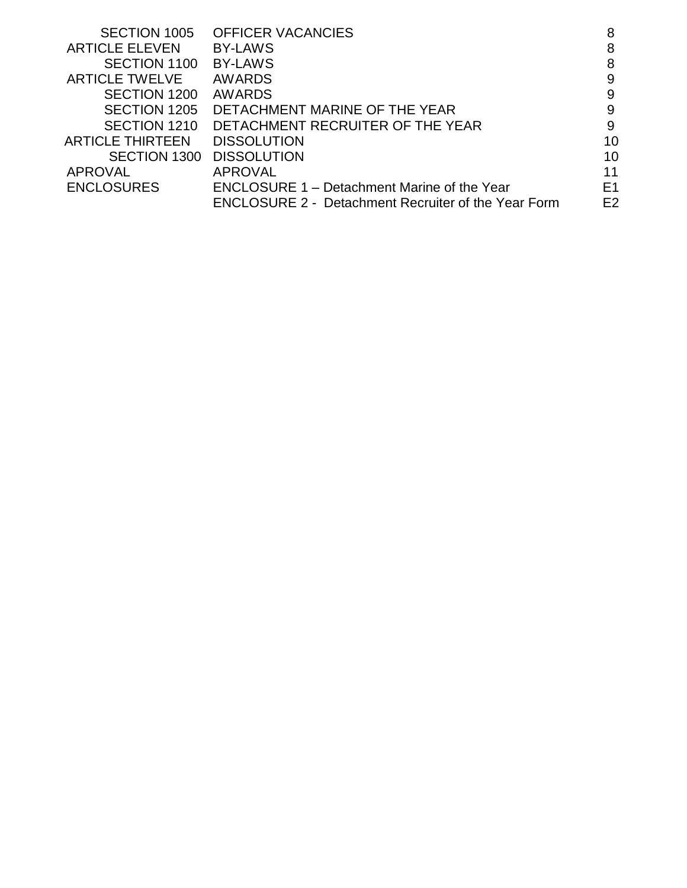| | | |
|---|---|---|
| SECTION 1005 | OFFICER VACANCIES | 8 |
| ARTICLE ELEVEN | BY-LAWS | 8 |
| SECTION 1100 | BY-LAWS | 8 |
| ARTICLE TWELVE | AWARDS | 9 |
| SECTION 1200 | AWARDS | 9 |
| SECTION 1205 | DETACHMENT MARINE OF THE YEAR | 9 |
| SECTION 1210 | DETACHMENT RECRUITER OF THE YEAR | 9 |
| ARTICLE THIRTEEN | DISSOLUTION | 10 |
| SECTION 1300 | DISSOLUTION | 10 |
| APROVAL | APROVAL | 11 |
| ENCLOSURES | ENCLOSURE 1 – Detachment Marine of the Year | E1 |
| | ENCLOSURE 2 - Detachment Recruiter of the Year Form | E2 |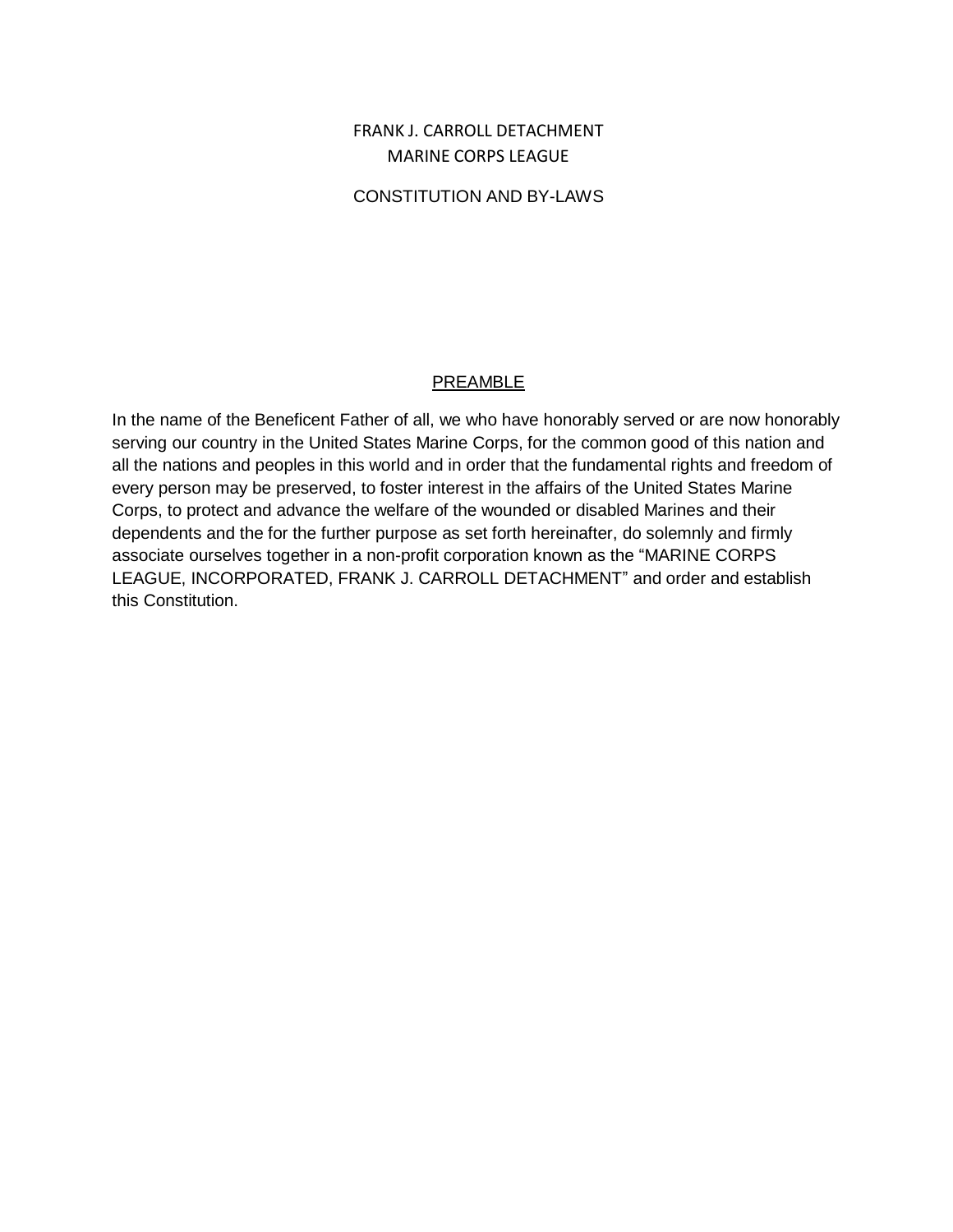# FRANK J. CARROLL DETACHMENT
# MARINE CORPS LEAGUE

## CONSTITUTION AND BY-LAWS

### PREAMBLE

In the name of the Beneficent Father of all, we who have honorably served or are now honorably serving our country in the United States Marine Corps, for the common good of this nation and all the nations and peoples in this world and in order that the fundamental rights and freedom of every person may be preserved, to foster interest in the affairs of the United States Marine Corps, to protect and advance the welfare of the wounded or disabled Marines and their dependents and the for the further purpose as set forth hereinafter, do solemnly and firmly associate ourselves together in a non-profit corporation known as the "MARINE CORPS LEAGUE, INCORPORATED, FRANK J. CARROLL DETACHMENT" and order and establish this Constitution.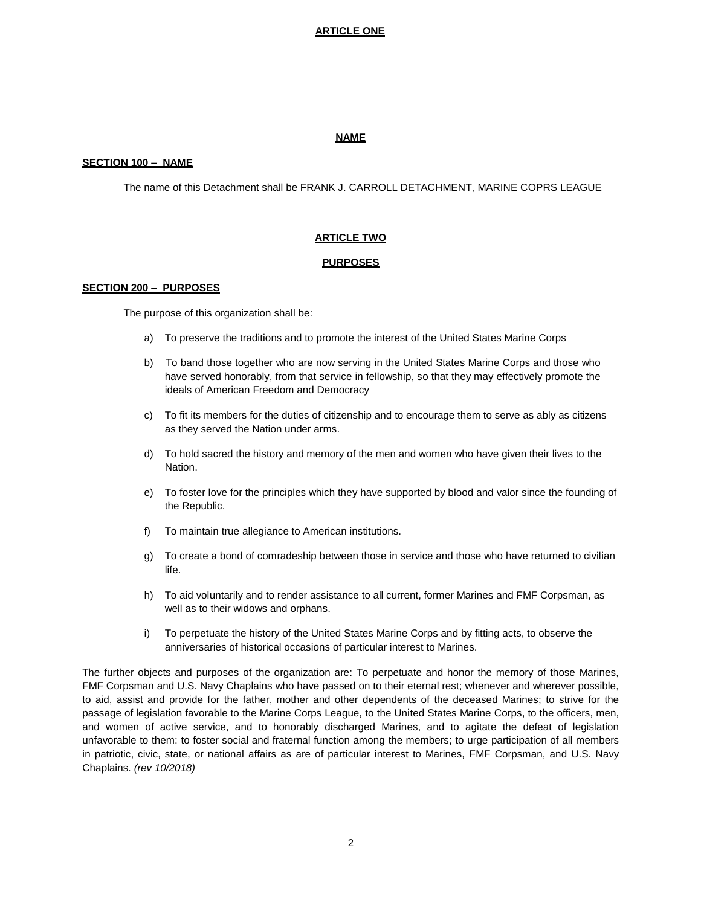## ARTICLE ONE

## NAME

### SECTION 100 – NAME

The name of this Detachment shall be FRANK J. CARROLL DETACHMENT, MARINE COPRS LEAGUE

## ARTICLE TWO

## PURPOSES

### SECTION 200 – PURPOSES

The purpose of this organization shall be:

a) To preserve the traditions and to promote the interest of the United States Marine Corps

b) To band those together who are now serving in the United States Marine Corps and those who have served honorably, from that service in fellowship, so that they may effectively promote the ideals of American Freedom and Democracy

c) To fit its members for the duties of citizenship and to encourage them to serve as ably as citizens as they served the Nation under arms.

d) To hold sacred the history and memory of the men and women who have given their lives to the Nation.

e) To foster love for the principles which they have supported by blood and valor since the founding of the Republic.

f) To maintain true allegiance to American institutions.

g) To create a bond of comradeship between those in service and those who have returned to civilian life.

h) To aid voluntarily and to render assistance to all current, former Marines and FMF Corpsman, as well as to their widows and orphans.

i) To perpetuate the history of the United States Marine Corps and by fitting acts, to observe the anniversaries of historical occasions of particular interest to Marines.

The further objects and purposes of the organization are: To perpetuate and honor the memory of those Marines, FMF Corpsman and U.S. Navy Chaplains who have passed on to their eternal rest; whenever and wherever possible, to aid, assist and provide for the father, mother and other dependents of the deceased Marines; to strive for the passage of legislation favorable to the Marine Corps League, to the United States Marine Corps, to the officers, men, and women of active service, and to honorably discharged Marines, and to agitate the defeat of legislation unfavorable to them: to foster social and fraternal function among the members; to urge participation of all members in patriotic, civic, state, or national affairs as are of particular interest to Marines, FMF Corpsman, and U.S. Navy Chaplains. *(rev 10/2018)*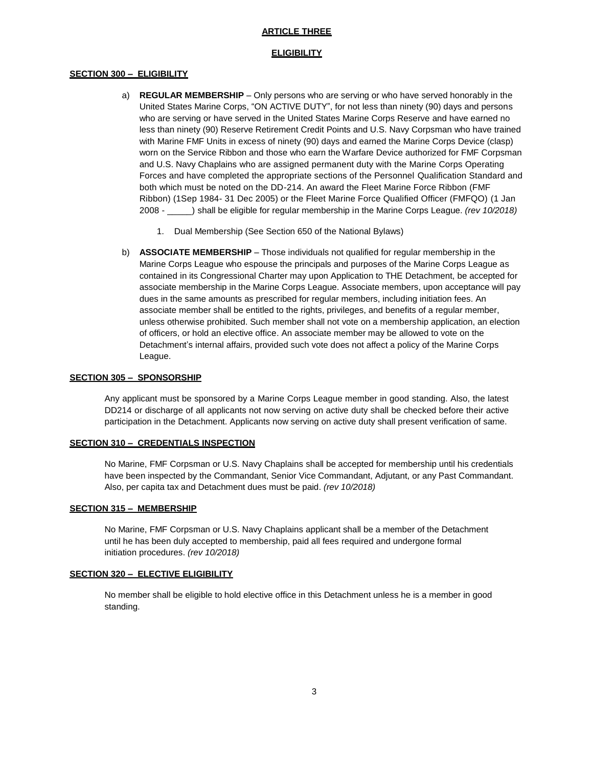# ARTICLE THREE

# ELIGIBILITY

## SECTION 300 – ELIGIBILITY

a) **REGULAR MEMBERSHIP** – Only persons who are serving or who have served honorably in the United States Marine Corps, "ON ACTIVE DUTY", for not less than ninety (90) days and persons who are serving or have served in the United States Marine Corps Reserve and have earned no less than ninety (90) Reserve Retirement Credit Points and U.S. Navy Corpsman who have trained with Marine FMF Units in excess of ninety (90) days and earned the Marine Corps Device (clasp) worn on the Service Ribbon and those who earn the Warfare Device authorized for FMF Corpsman and U.S. Navy Chaplains who are assigned permanent duty with the Marine Corps Operating Forces and have completed the appropriate sections of the Personnel Qualification Standard and both which must be noted on the DD-214. An award the Fleet Marine Force Ribbon (FMF Ribbon) (1Sep 1984- 31 Dec 2005) or the Fleet Marine Force Qualified Officer (FMFQO) (1 Jan 2008 - _____) shall be eligible for regular membership in the Marine Corps League. *(rev 10/2018)*

   1. Dual Membership (See Section 650 of the National Bylaws)

b) **ASSOCIATE MEMBERSHIP** – Those individuals not qualified for regular membership in the Marine Corps League who espouse the principals and purposes of the Marine Corps League as contained in its Congressional Charter may upon Application to THE Detachment, be accepted for associate membership in the Marine Corps League. Associate members, upon acceptance will pay dues in the same amounts as prescribed for regular members, including initiation fees. An associate member shall be entitled to the rights, privileges, and benefits of a regular member, unless otherwise prohibited. Such member shall not vote on a membership application, an election of officers, or hold an elective office. An associate member may be allowed to vote on the Detachment's internal affairs, provided such vote does not affect a policy of the Marine Corps League.

## SECTION 305 – SPONSORSHIP

Any applicant must be sponsored by a Marine Corps League member in good standing. Also, the latest DD214 or discharge of all applicants not now serving on active duty shall be checked before their active participation in the Detachment. Applicants now serving on active duty shall present verification of same.

## SECTION 310 – CREDENTIALS INSPECTION

No Marine, FMF Corpsman or U.S. Navy Chaplains shall be accepted for membership until his credentials have been inspected by the Commandant, Senior Vice Commandant, Adjutant, or any Past Commandant. Also, per capita tax and Detachment dues must be paid. *(rev 10/2018)*

## SECTION 315 – MEMBERSHIP

No Marine, FMF Corpsman or U.S. Navy Chaplains applicant shall be a member of the Detachment until he has been duly accepted to membership, paid all fees required and undergone formal initiation procedures. *(rev 10/2018)*

## SECTION 320 – ELECTIVE ELIGIBILITY

No member shall be eligible to hold elective office in this Detachment unless he is a member in good standing.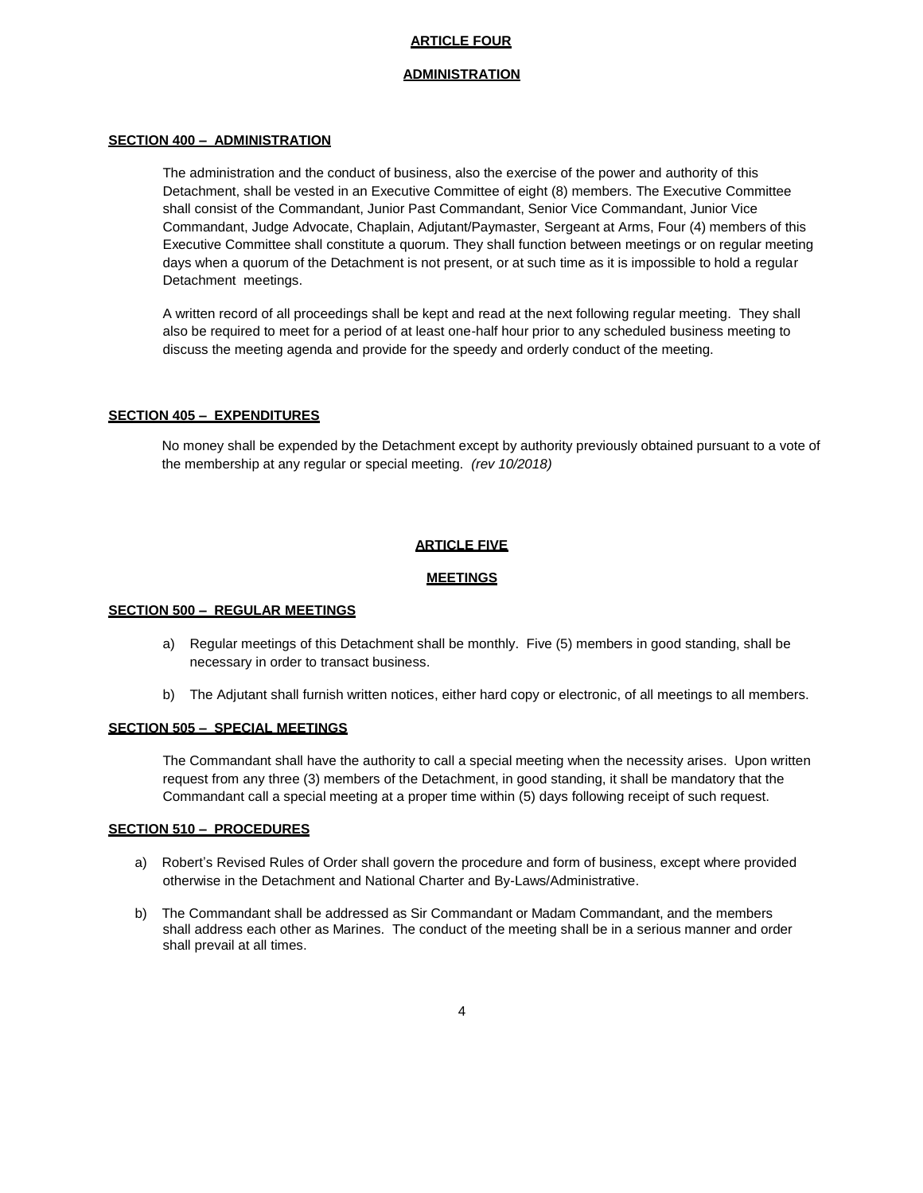# ARTICLE FOUR

## ADMINISTRATION

### SECTION 400 – ADMINISTRATION

The administration and the conduct of business, also the exercise of the power and authority of this Detachment, shall be vested in an Executive Committee of eight (8) members. The Executive Committee shall consist of the Commandant, Junior Past Commandant, Senior Vice Commandant, Junior Vice Commandant, Judge Advocate, Chaplain, Adjutant/Paymaster, Sergeant at Arms, Four (4) members of this Executive Committee shall constitute a quorum. They shall function between meetings or on regular meeting days when a quorum of the Detachment is not present, or at such time as it is impossible to hold a regular Detachment meetings.

A written record of all proceedings shall be kept and read at the next following regular meeting. They shall also be required to meet for a period of at least one-half hour prior to any scheduled business meeting to discuss the meeting agenda and provide for the speedy and orderly conduct of the meeting.

### SECTION 405 – EXPENDITURES

No money shall be expended by the Detachment except by authority previously obtained pursuant to a vote of the membership at any regular or special meeting. *(rev 10/2018)*

# ARTICLE FIVE

## MEETINGS

### SECTION 500 – REGULAR MEETINGS

a) Regular meetings of this Detachment shall be monthly. Five (5) members in good standing, shall be necessary in order to transact business.

b) The Adjutant shall furnish written notices, either hard copy or electronic, of all meetings to all members.

### SECTION 505 – SPECIAL MEETINGS

The Commandant shall have the authority to call a special meeting when the necessity arises. Upon written request from any three (3) members of the Detachment, in good standing, it shall be mandatory that the Commandant call a special meeting at a proper time within (5) days following receipt of such request.

### SECTION 510 – PROCEDURES

a) Robert's Revised Rules of Order shall govern the procedure and form of business, except where provided otherwise in the Detachment and National Charter and By-Laws/Administrative.

b) The Commandant shall be addressed as Sir Commandant or Madam Commandant, and the members shall address each other as Marines. The conduct of the meeting shall be in a serious manner and order shall prevail at all times.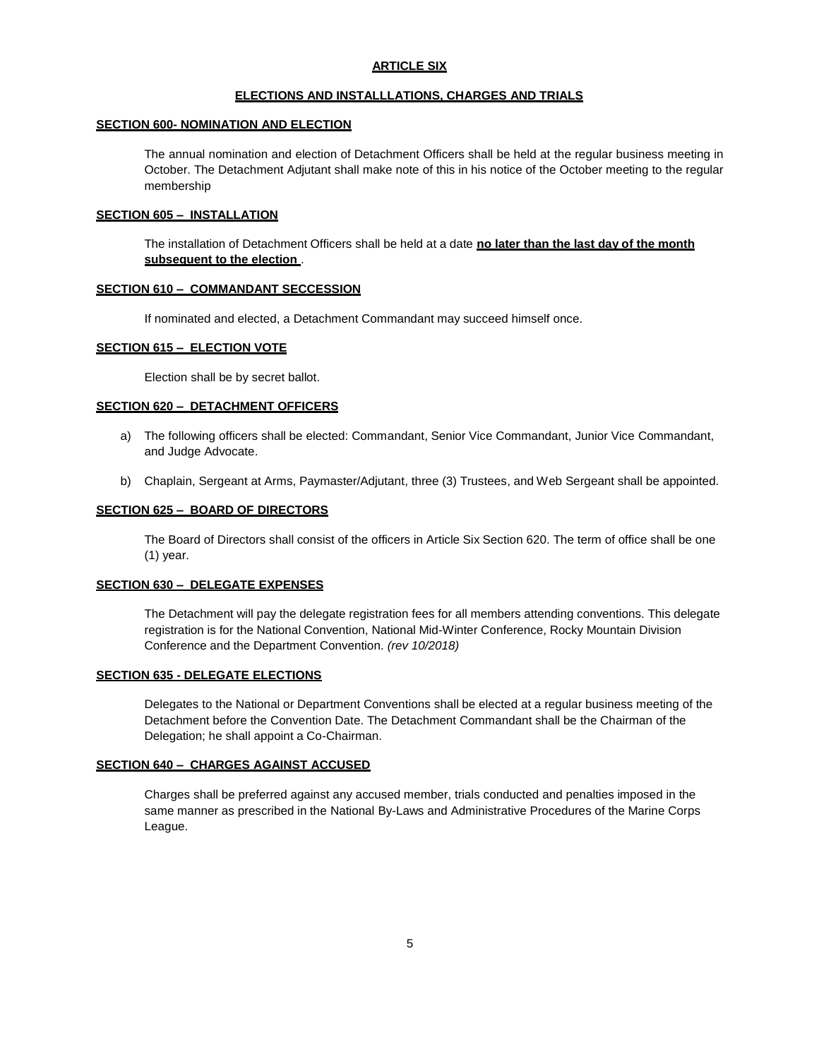# ARTICLE SIX

## ELECTIONS AND INSTALLLATIONS, CHARGES AND TRIALS

### SECTION 600- NOMINATION AND ELECTION

The annual nomination and election of Detachment Officers shall be held at the regular business meeting in October. The Detachment Adjutant shall make note of this in his notice of the October meeting to the regular membership

### SECTION 605 – INSTALLATION

The installation of Detachment Officers shall be held at a date **no later than the last day of the month subsequent to the election** .

### SECTION 610 – COMMANDANT SECCESSION

If nominated and elected, a Detachment Commandant may succeed himself once.

### SECTION 615 – ELECTION VOTE

Election shall be by secret ballot.

### SECTION 620 – DETACHMENT OFFICERS

a) The following officers shall be elected: Commandant, Senior Vice Commandant, Junior Vice Commandant, and Judge Advocate.

b) Chaplain, Sergeant at Arms, Paymaster/Adjutant, three (3) Trustees, and Web Sergeant shall be appointed.

### SECTION 625 – BOARD OF DIRECTORS

The Board of Directors shall consist of the officers in Article Six Section 620. The term of office shall be one (1) year.

### SECTION 630 – DELEGATE EXPENSES

The Detachment will pay the delegate registration fees for all members attending conventions. This delegate registration is for the National Convention, National Mid-Winter Conference, Rocky Mountain Division Conference and the Department Convention. *(rev 10/2018)*

### SECTION 635 - DELEGATE ELECTIONS

Delegates to the National or Department Conventions shall be elected at a regular business meeting of the Detachment before the Convention Date. The Detachment Commandant shall be the Chairman of the Delegation; he shall appoint a Co-Chairman.

### SECTION 640 – CHARGES AGAINST ACCUSED

Charges shall be preferred against any accused member, trials conducted and penalties imposed in the same manner as prescribed in the National By-Laws and Administrative Procedures of the Marine Corps League.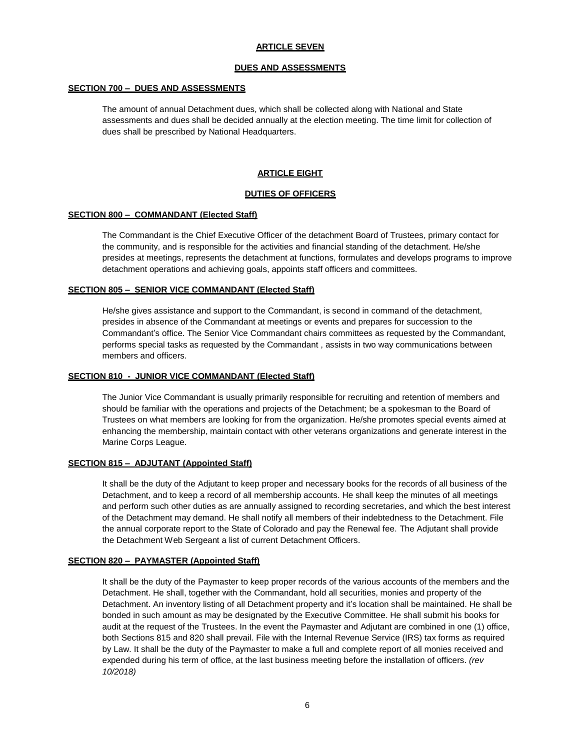## ARTICLE SEVEN

## DUES AND ASSESSMENTS

### SECTION 700 – DUES AND ASSESSMENTS

The amount of annual Detachment dues, which shall be collected along with National and State assessments and dues shall be decided annually at the election meeting. The time limit for collection of dues shall be prescribed by National Headquarters.

## ARTICLE EIGHT

## DUTIES OF OFFICERS

### SECTION 800 – COMMANDANT (Elected Staff)

The Commandant is the Chief Executive Officer of the detachment Board of Trustees, primary contact for the community, and is responsible for the activities and financial standing of the detachment. He/she presides at meetings, represents the detachment at functions, formulates and develops programs to improve detachment operations and achieving goals, appoints staff officers and committees.

### SECTION 805 – SENIOR VICE COMMANDANT (Elected Staff)

He/she gives assistance and support to the Commandant, is second in command of the detachment, presides in absence of the Commandant at meetings or events and prepares for succession to the Commandant's office. The Senior Vice Commandant chairs committees as requested by the Commandant, performs special tasks as requested by the Commandant , assists in two way communications between members and officers.

### SECTION 810 - JUNIOR VICE COMMANDANT (Elected Staff)

The Junior Vice Commandant is usually primarily responsible for recruiting and retention of members and should be familiar with the operations and projects of the Detachment; be a spokesman to the Board of Trustees on what members are looking for from the organization. He/she promotes special events aimed at enhancing the membership, maintain contact with other veterans organizations and generate interest in the Marine Corps League.

### SECTION 815 – ADJUTANT (Appointed Staff)

It shall be the duty of the Adjutant to keep proper and necessary books for the records of all business of the Detachment, and to keep a record of all membership accounts. He shall keep the minutes of all meetings and perform such other duties as are annually assigned to recording secretaries, and which the best interest of the Detachment may demand. He shall notify all members of their indebtedness to the Detachment. File the annual corporate report to the State of Colorado and pay the Renewal fee. The Adjutant shall provide the Detachment Web Sergeant a list of current Detachment Officers.

### SECTION 820 – PAYMASTER (Appointed Staff)

It shall be the duty of the Paymaster to keep proper records of the various accounts of the members and the Detachment. He shall, together with the Commandant, hold all securities, monies and property of the Detachment. An inventory listing of all Detachment property and it's location shall be maintained. He shall be bonded in such amount as may be designated by the Executive Committee. He shall submit his books for audit at the request of the Trustees. In the event the Paymaster and Adjutant are combined in one (1) office, both Sections 815 and 820 shall prevail. File with the Internal Revenue Service (IRS) tax forms as required by Law. It shall be the duty of the Paymaster to make a full and complete report of all monies received and expended during his term of office, at the last business meeting before the installation of officers. *(rev 10/2018)*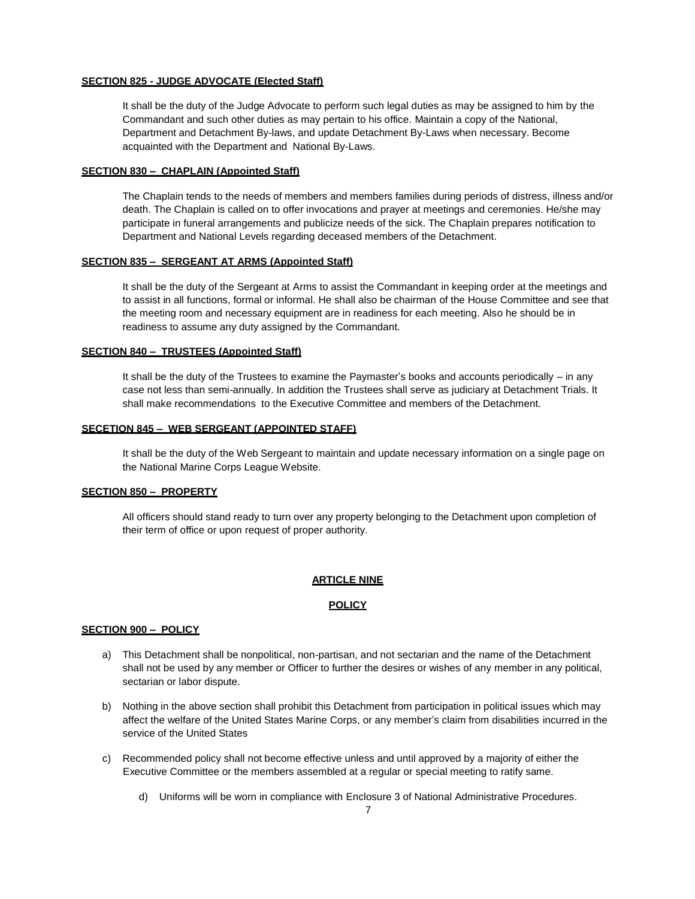**SECTION 825 - JUDGE ADVOCATE (Elected Staff)**

It shall be the duty of the Judge Advocate to perform such legal duties as may be assigned to him by the Commandant and such other duties as may pertain to his office. Maintain a copy of the National, Department and Detachment By-laws, and update Detachment By-Laws when necessary. Become acquainted with the Department and National By-Laws.

**SECTION 830 – CHAPLAIN (Appointed Staff)**

The Chaplain tends to the needs of members and members families during periods of distress, illness and/or death. The Chaplain is called on to offer invocations and prayer at meetings and ceremonies. He/she may participate in funeral arrangements and publicize needs of the sick. The Chaplain prepares notification to Department and National Levels regarding deceased members of the Detachment.

**SECTION 835 – SERGEANT AT ARMS (Appointed Staff)**

It shall be the duty of the Sergeant at Arms to assist the Commandant in keeping order at the meetings and to assist in all functions, formal or informal. He shall also be chairman of the House Committee and see that the meeting room and necessary equipment are in readiness for each meeting. Also he should be in readiness to assume any duty assigned by the Commandant.

**SECTION 840 – TRUSTEES (Appointed Staff)**

It shall be the duty of the Trustees to examine the Paymaster's books and accounts periodically – in any case not less than semi-annually. In addition the Trustees shall serve as judiciary at Detachment Trials. It shall make recommendations to the Executive Committee and members of the Detachment.

**SECETION 845 – WEB SERGEANT (APPOINTED STAFF)**

It shall be the duty of the Web Sergeant to maintain and update necessary information on a single page on the National Marine Corps League Website.

**SECTION 850 – PROPERTY**

All officers should stand ready to turn over any property belonging to the Detachment upon completion of their term of office or upon request of proper authority.

**ARTICLE NINE**

**POLICY**

**SECTION 900 – POLICY**

a) This Detachment shall be nonpolitical, non-partisan, and not sectarian and the name of the Detachment shall not be used by any member or Officer to further the desires or wishes of any member in any political, sectarian or labor dispute.

b) Nothing in the above section shall prohibit this Detachment from participation in political issues which may affect the welfare of the United States Marine Corps, or any member's claim from disabilities incurred in the service of the United States

c) Recommended policy shall not become effective unless and until approved by a majority of either the Executive Committee or the members assembled at a regular or special meeting to ratify same.

d) Uniforms will be worn in compliance with Enclosure 3 of National Administrative Procedures.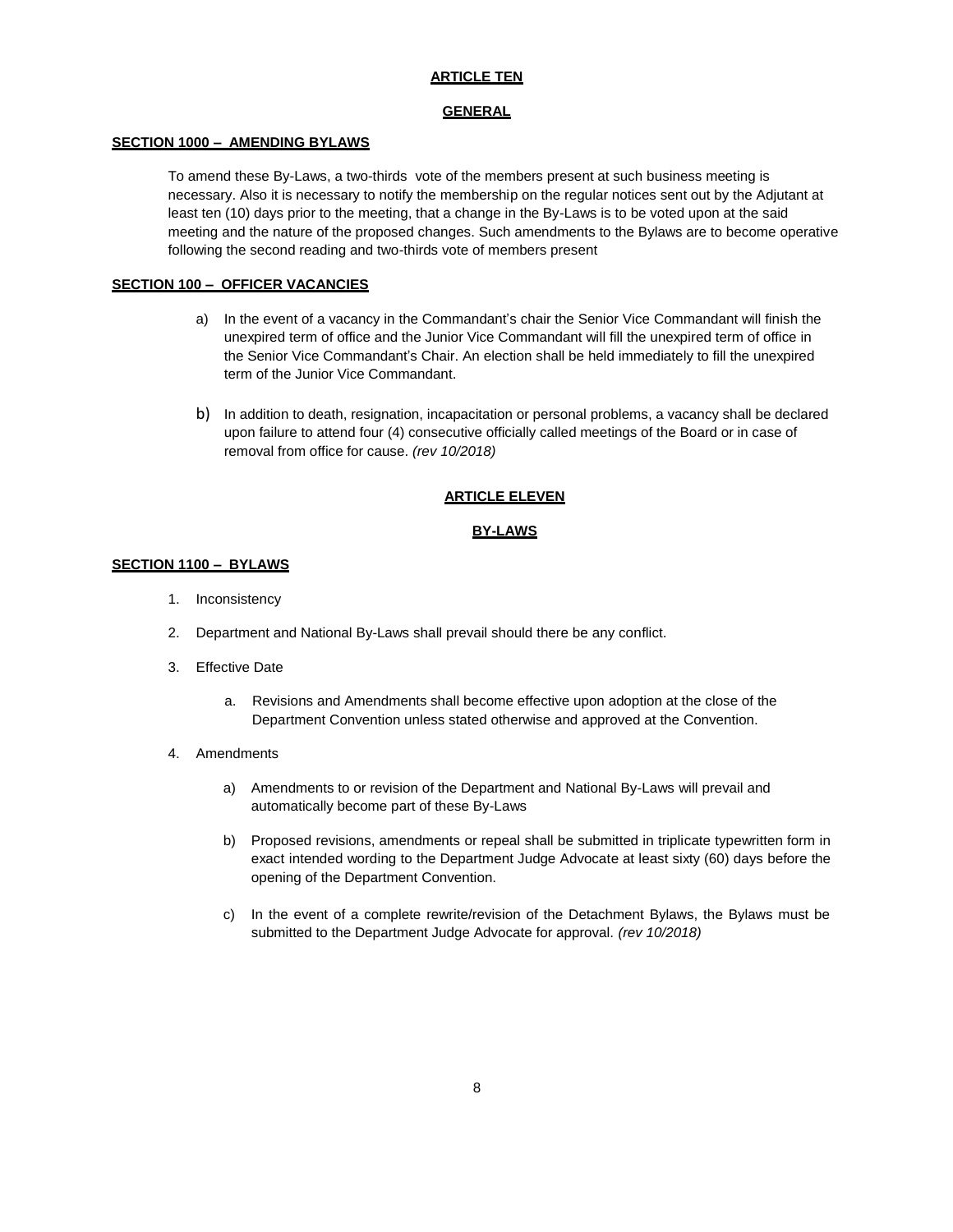## ARTICLE TEN

## GENERAL

### SECTION 1000 – AMENDING BYLAWS

To amend these By-Laws, a two-thirds vote of the members present at such business meeting is necessary. Also it is necessary to notify the membership on the regular notices sent out by the Adjutant at least ten (10) days prior to the meeting, that a change in the By-Laws is to be voted upon at the said meeting and the nature of the proposed changes. Such amendments to the Bylaws are to become operative following the second reading and two-thirds vote of members present

### SECTION 100 – OFFICER VACANCIES

a) In the event of a vacancy in the Commandant's chair the Senior Vice Commandant will finish the unexpired term of office and the Junior Vice Commandant will fill the unexpired term of office in the Senior Vice Commandant's Chair. An election shall be held immediately to fill the unexpired term of the Junior Vice Commandant.

b) In addition to death, resignation, incapacitation or personal problems, a vacancy shall be declared upon failure to attend four (4) consecutive officially called meetings of the Board or in case of removal from office for cause. *(rev 10/2018)*

## ARTICLE ELEVEN

## BY-LAWS

### SECTION 1100 – BYLAWS

1. Inconsistency
2. Department and National By-Laws shall prevail should there be any conflict.
3. Effective Date
    a. Revisions and Amendments shall become effective upon adoption at the close of the Department Convention unless stated otherwise and approved at the Convention.
4. Amendments
    a) Amendments to or revision of the Department and National By-Laws will prevail and automatically become part of these By-Laws
    b) Proposed revisions, amendments or repeal shall be submitted in triplicate typewritten form in exact intended wording to the Department Judge Advocate at least sixty (60) days before the opening of the Department Convention.
    c) In the event of a complete rewrite/revision of the Detachment Bylaws, the Bylaws must be submitted to the Department Judge Advocate for approval. *(rev 10/2018)*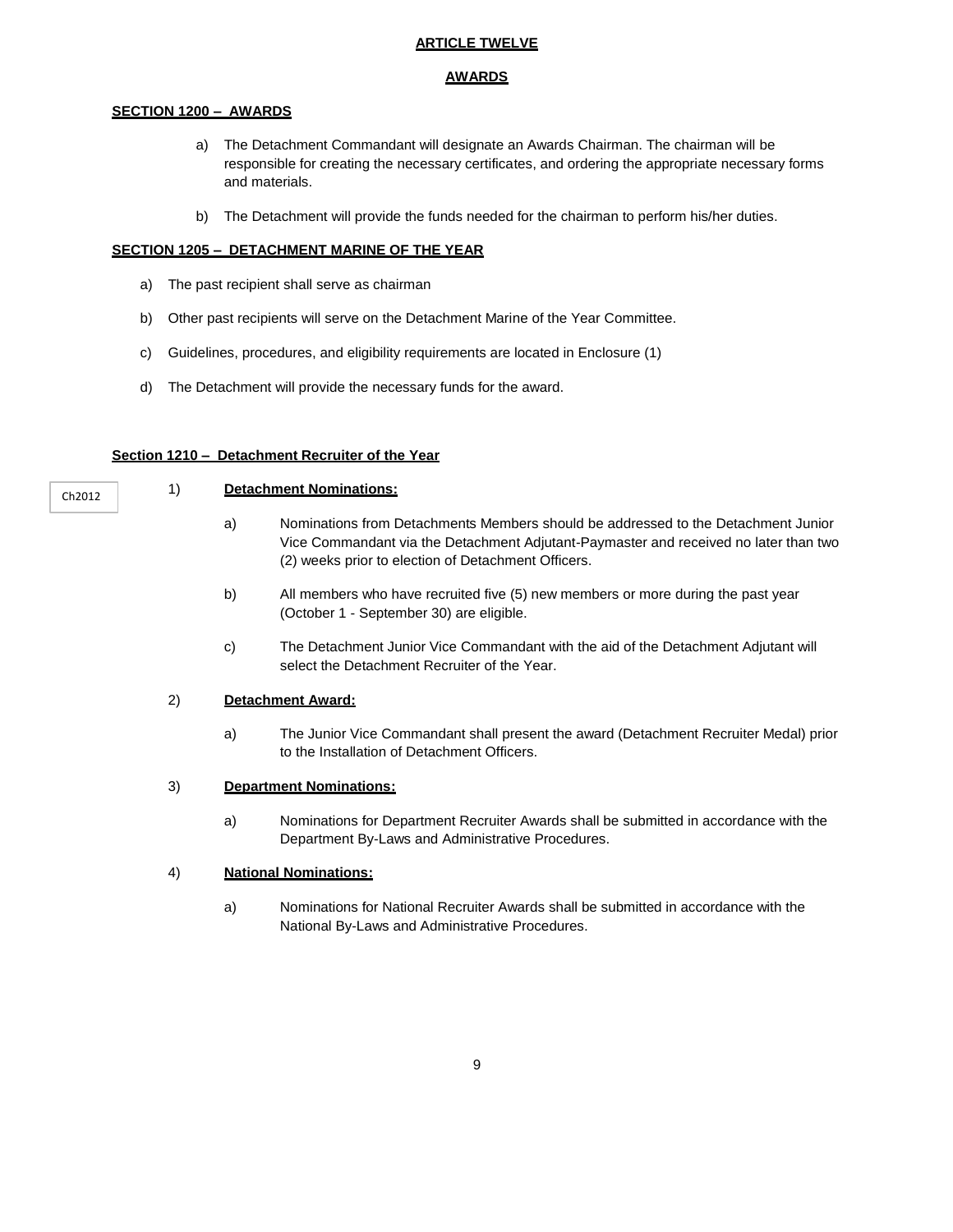# ARTICLE TWELVE

## AWARDS

### SECTION 1200 – AWARDS

a) The Detachment Commandant will designate an Awards Chairman. The chairman will be responsible for creating the necessary certificates, and ordering the appropriate necessary forms and materials.

b) The Detachment will provide the funds needed for the chairman to perform his/her duties.

### SECTION 1205 – DETACHMENT MARINE OF THE YEAR

a) The past recipient shall serve as chairman

b) Other past recipients will serve on the Detachment Marine of the Year Committee.

c) Guidelines, procedures, and eligibility requirements are located in Enclosure (1)

d) The Detachment will provide the necessary funds for the award.

### Section 1210 – Detachment Recruiter of the Year

Ch2012

1) **Detachment Nominations:**

a) Nominations from Detachments Members should be addressed to the Detachment Junior Vice Commandant via the Detachment Adjutant-Paymaster and received no later than two (2) weeks prior to election of Detachment Officers.

b) All members who have recruited five (5) new members or more during the past year (October 1 - September 30) are eligible.

c) The Detachment Junior Vice Commandant with the aid of the Detachment Adjutant will select the Detachment Recruiter of the Year.

2) **Detachment Award:**

a) The Junior Vice Commandant shall present the award (Detachment Recruiter Medal) prior to the Installation of Detachment Officers.

3) **Department Nominations:**

a) Nominations for Department Recruiter Awards shall be submitted in accordance with the Department By-Laws and Administrative Procedures.

4) **National Nominations:**

a) Nominations for National Recruiter Awards shall be submitted in accordance with the National By-Laws and Administrative Procedures.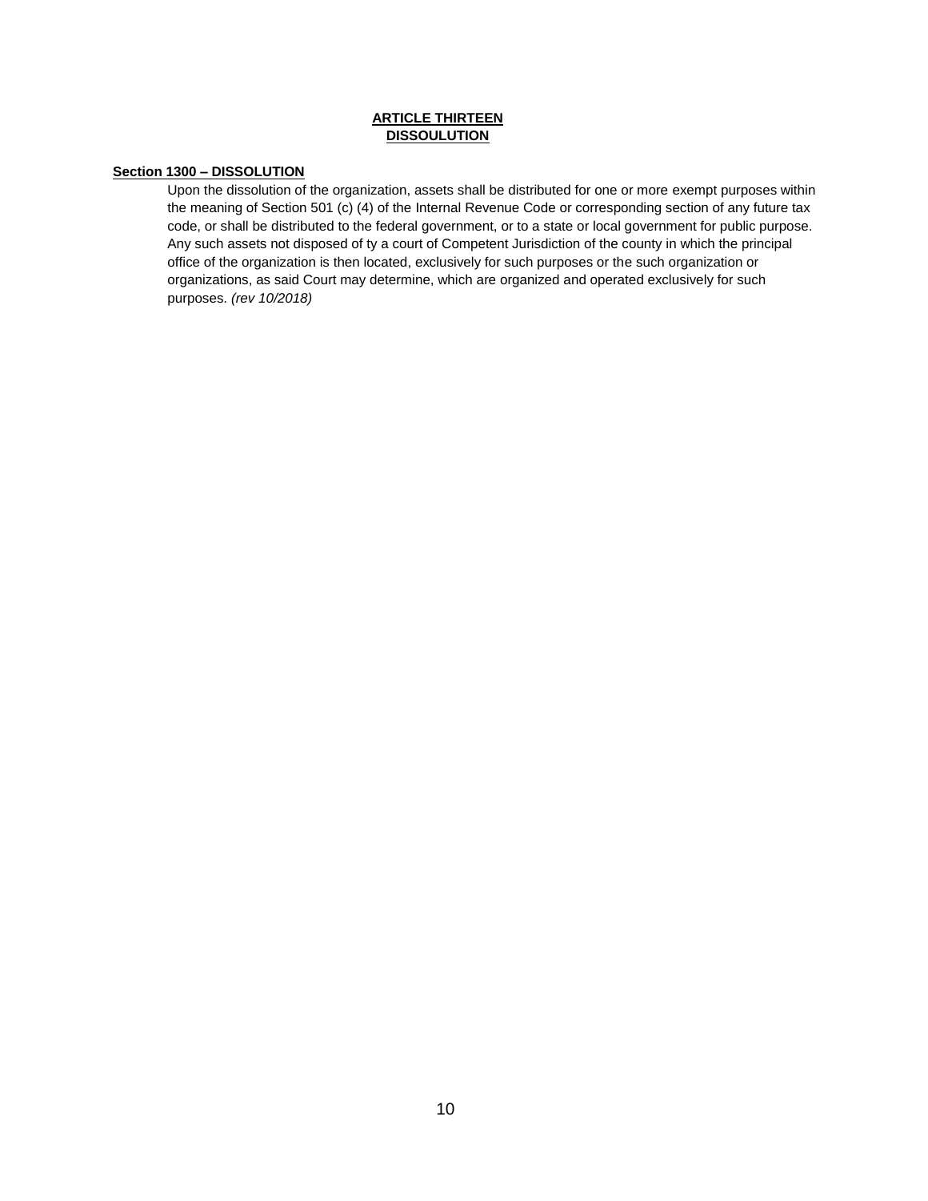## ARTICLE THIRTEEN
## DISSOULUTION

**Section 1300 – DISSOLUTION**

Upon the dissolution of the organization, assets shall be distributed for one or more exempt purposes within the meaning of Section 501 (c) (4) of the Internal Revenue Code or corresponding section of any future tax code, or shall be distributed to the federal government, or to a state or local government for public purpose. Any such assets not disposed of ty a court of Competent Jurisdiction of the county in which the principal office of the organization is then located, exclusively for such purposes or the such organization or organizations, as said Court may determine, which are organized and operated exclusively for such purposes. *(rev 10/2018)*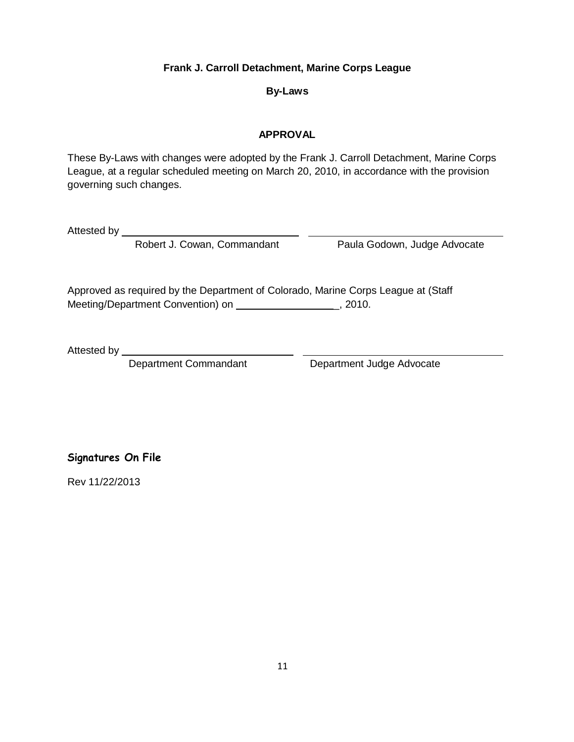**Frank J. Carroll Detachment, Marine Corps League**

**By-Laws**

**APPROVAL**

These By-Laws with changes were adopted by the Frank J. Carroll Detachment, Marine Corps League, at a regular scheduled meeting on March 20, 2010, in accordance with the provision governing such changes.

Attested by ______________________________ ______________________________

Robert J. Cowan, Commandant Paula Godown, Judge Advocate

Approved as required by the Department of Colorado, Marine Corps League at (Staff Meeting/Department Convention) on _________________, 2010.

Attested by ______________________________ ______________________________

Department Commandant Department Judge Advocate

**Signatures On File**

Rev 11/22/2013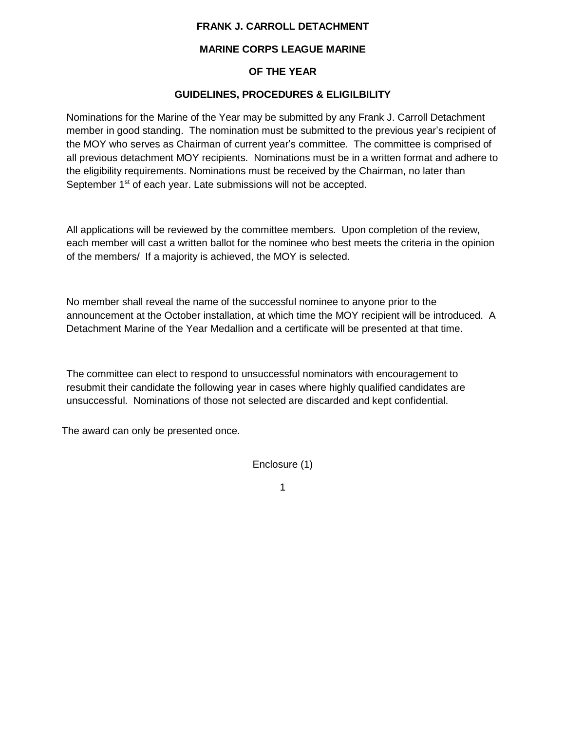**FRANK J. CARROLL DETACHMENT**

**MARINE CORPS LEAGUE MARINE**

**OF THE YEAR**

**GUIDELINES, PROCEDURES & ELIGILBILITY**

Nominations for the Marine of the Year may be submitted by any Frank J. Carroll Detachment member in good standing. The nomination must be submitted to the previous year's recipient of the MOY who serves as Chairman of current year's committee. The committee is comprised of all previous detachment MOY recipients. Nominations must be in a written format and adhere to the eligibility requirements. Nominations must be received by the Chairman, no later than September 1st of each year. Late submissions will not be accepted.

All applications will be reviewed by the committee members. Upon completion of the review, each member will cast a written ballot for the nominee who best meets the criteria in the opinion of the members/ If a majority is achieved, the MOY is selected.

No member shall reveal the name of the successful nominee to anyone prior to the announcement at the October installation, at which time the MOY recipient will be introduced. A Detachment Marine of the Year Medallion and a certificate will be presented at that time.

The committee can elect to respond to unsuccessful nominators with encouragement to resubmit their candidate the following year in cases where highly qualified candidates are unsuccessful. Nominations of those not selected are discarded and kept confidential.

The award can only be presented once.

Enclosure (1)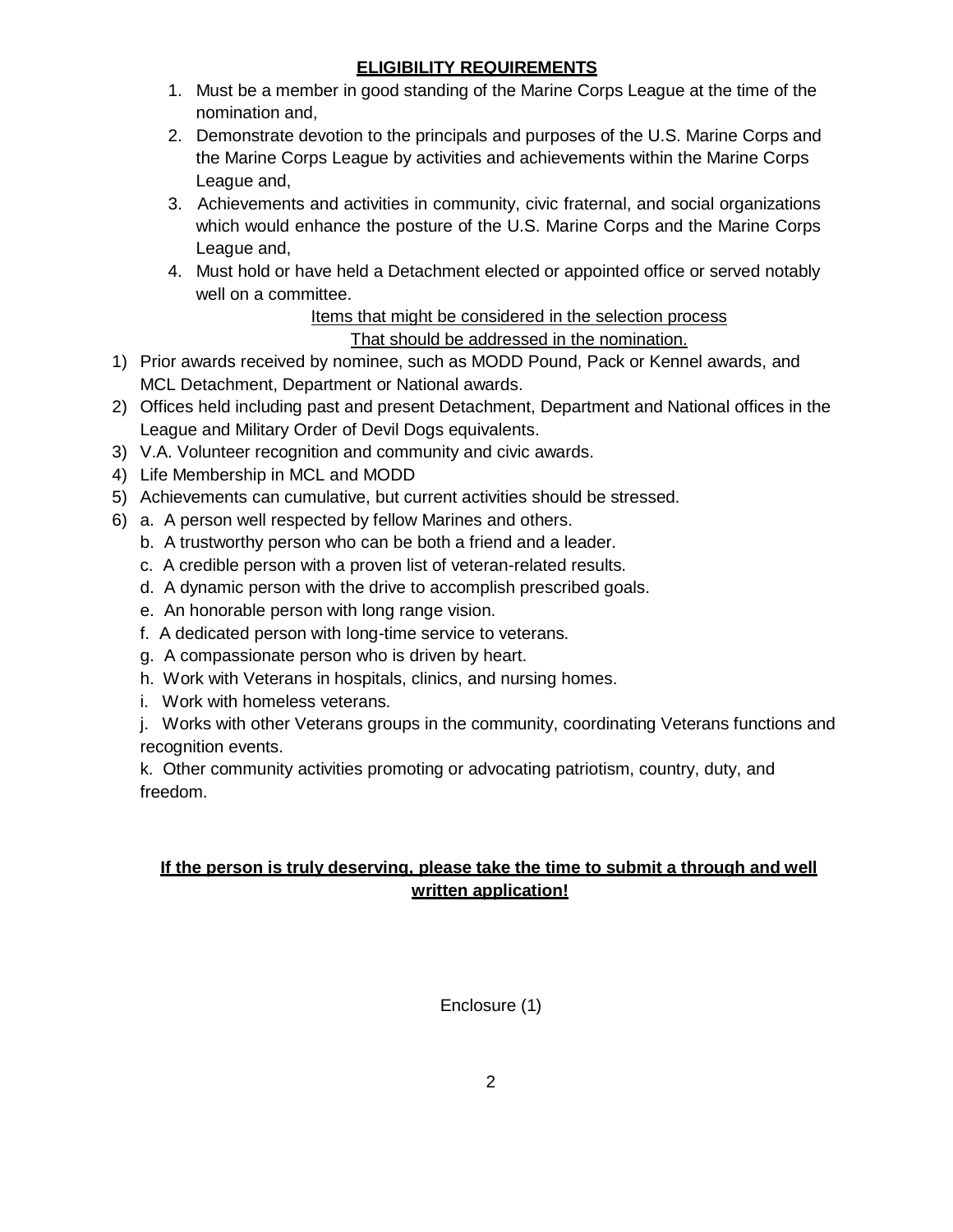**ELIGIBILITY REQUIREMENTS**

1. Must be a member in good standing of the Marine Corps League at the time of the nomination and,
2. Demonstrate devotion to the principals and purposes of the U.S. Marine Corps and the Marine Corps League by activities and achievements within the Marine Corps League and,
3. Achievements and activities in community, civic fraternal, and social organizations which would enhance the posture of the U.S. Marine Corps and the Marine Corps League and,
4. Must hold or have held a Detachment elected or appointed office or served notably well on a committee.

Items that might be considered in the selection process
That should be addressed in the nomination.

1) Prior awards received by nominee, such as MODD Pound, Pack or Kennel awards, and MCL Detachment, Department or National awards.
2) Offices held including past and present Detachment, Department and National offices in the League and Military Order of Devil Dogs equivalents.
3) V.A. Volunteer recognition and community and civic awards.
4) Life Membership in MCL and MODD
5) Achievements can cumulative, but current activities should be stressed.
6) a. A person well respected by fellow Marines and others.
   b. A trustworthy person who can be both a friend and a leader.
   c. A credible person with a proven list of veteran-related results.
   d. A dynamic person with the drive to accomplish prescribed goals.
   e. An honorable person with long range vision.
   f. A dedicated person with long-time service to veterans.
   g. A compassionate person who is driven by heart.
   h. Work with Veterans in hospitals, clinics, and nursing homes.
   i. Work with homeless veterans.
   j. Works with other Veterans groups in the community, coordinating Veterans functions and recognition events.
   k. Other community activities promoting or advocating patriotism, country, duty, and freedom.

**If the person is truly deserving, please take the time to submit a through and well written application!**

Enclosure (1)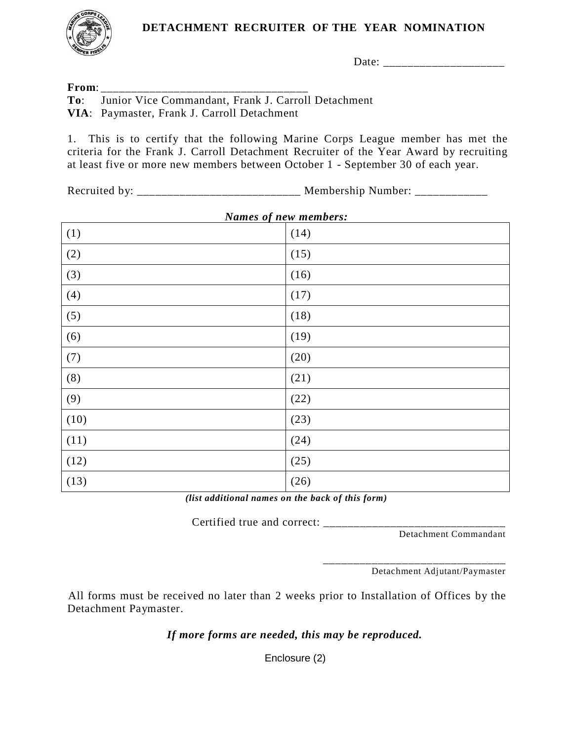# DETACHMENT RECRUITER OF THE YEAR NOMINATION

Date: ____________________

**From**: ___________________________________

**To**: Junior Vice Commandant, Frank J. Carroll Detachment

**VIA**: Paymaster, Frank J. Carroll Detachment

1. This is to certify that the following Marine Corps League member has met the criteria for the Frank J. Carroll Detachment Recruiter of the Year Award by recruiting at least five or more new members between October 1 - September 30 of each year.

Recruited by: ___________________________ Membership Number: ____________

***Names of new members:***

| | |
|---|---|
| (1) | (14) |
| (2) | (15) |
| (3) | (16) |
| (4) | (17) |
| (5) | (18) |
| (6) | (19) |
| (7) | (20) |
| (8) | (21) |
| (9) | (22) |
| (10) | (23) |
| (11) | (24) |
| (12) | (25) |
| (13) | (26) |

***(list additional names on the back of this form)***

Certified true and correct: _______________________________
Detachment Commandant

_______________________________
Detachment Adjutant/Paymaster

All forms must be received no later than 2 weeks prior to Installation of Offices by the Detachment Paymaster.

***If more forms are needed, this may be reproduced.***

Enclosure (2)